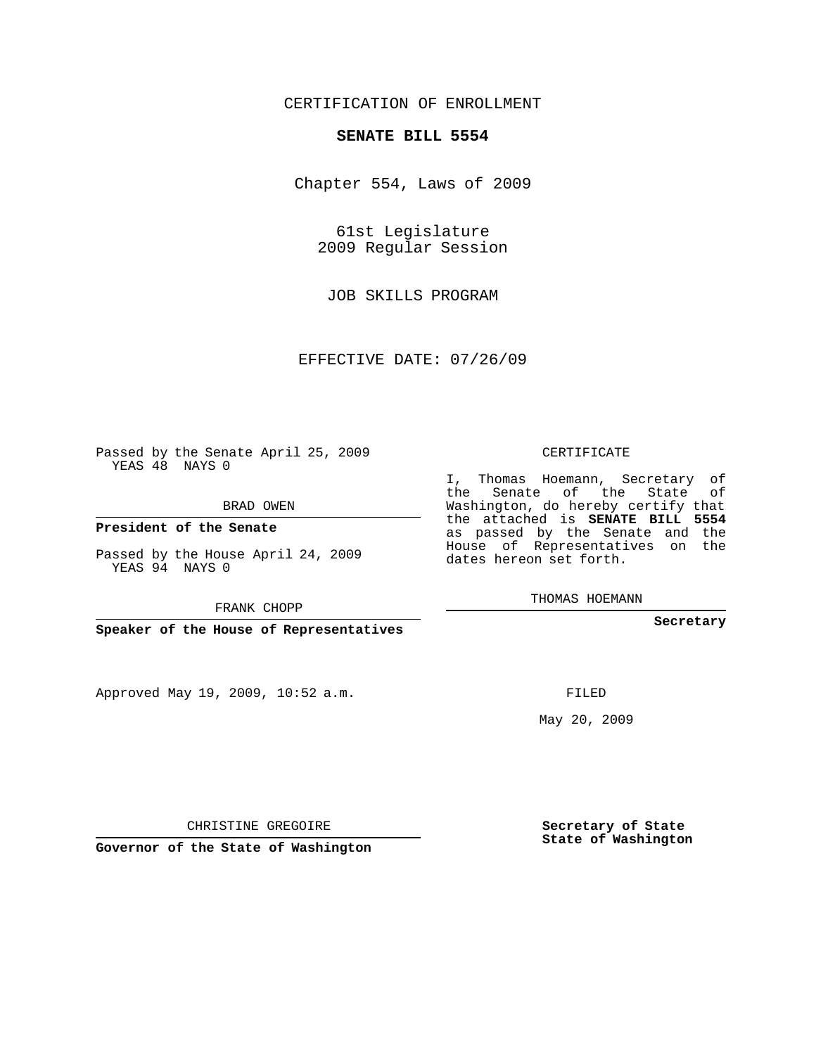CERTIFICATION OF ENROLLMENT

**SENATE BILL 5554**

Chapter 554, Laws of 2009

61st Legislature
2009 Regular Session

JOB SKILLS PROGRAM

EFFECTIVE DATE: 07/26/09

Passed by the Senate April 25, 2009
YEAS 48 NAYS 0

BRAD OWEN

**President of the Senate**

Passed by the House April 24, 2009
YEAS 94 NAYS 0

FRANK CHOPP

**Speaker of the House of Representatives**

CERTIFICATE

I, Thomas Hoemann, Secretary of the Senate of the State of Washington, do hereby certify that the attached is **SENATE BILL 5554** as passed by the Senate and the House of Representatives on the dates hereon set forth.

THOMAS HOEMANN

**Secretary**

Approved May 19, 2009, 10:52 a.m.

FILED

May 20, 2009

CHRISTINE GREGOIRE

**Governor of the State of Washington**

**Secretary of State**
**State of Washington**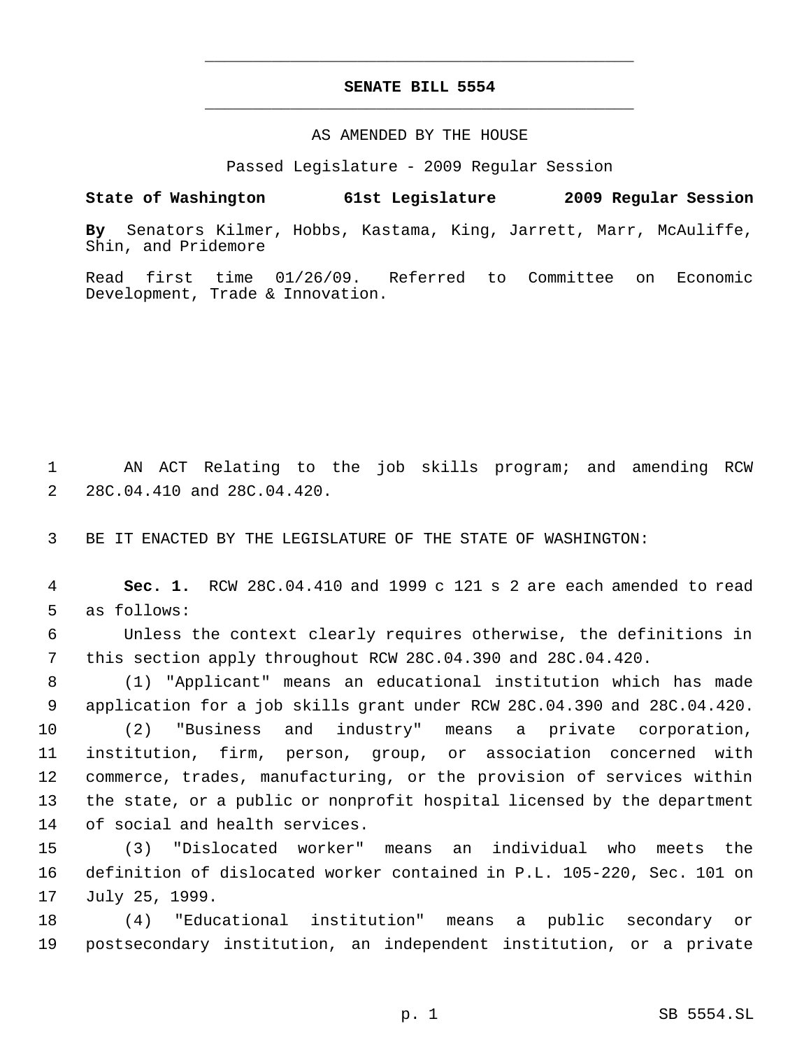# SENATE BILL 5554

AS AMENDED BY THE HOUSE

Passed Legislature - 2009 Regular Session

**State of Washington 61st Legislature 2009 Regular Session**

**By** Senators Kilmer, Hobbs, Kastama, King, Jarrett, Marr, McAuliffe, Shin, and Pridemore

Read first time 01/26/09. Referred to Committee on Economic Development, Trade & Innovation.

AN ACT Relating to the job skills program; and amending RCW 28C.04.410 and 28C.04.420.

BE IT ENACTED BY THE LEGISLATURE OF THE STATE OF WASHINGTON:

**Sec. 1.** RCW 28C.04.410 and 1999 c 121 s 2 are each amended to read as follows:

Unless the context clearly requires otherwise, the definitions in this section apply throughout RCW 28C.04.390 and 28C.04.420.

(1) "Applicant" means an educational institution which has made application for a job skills grant under RCW 28C.04.390 and 28C.04.420.

(2) "Business and industry" means a private corporation, institution, firm, person, group, or association concerned with commerce, trades, manufacturing, or the provision of services within the state, or a public or nonprofit hospital licensed by the department of social and health services.

(3) "Dislocated worker" means an individual who meets the definition of dislocated worker contained in P.L. 105-220, Sec. 101 on July 25, 1999.

(4) "Educational institution" means a public secondary or postsecondary institution, an independent institution, or a private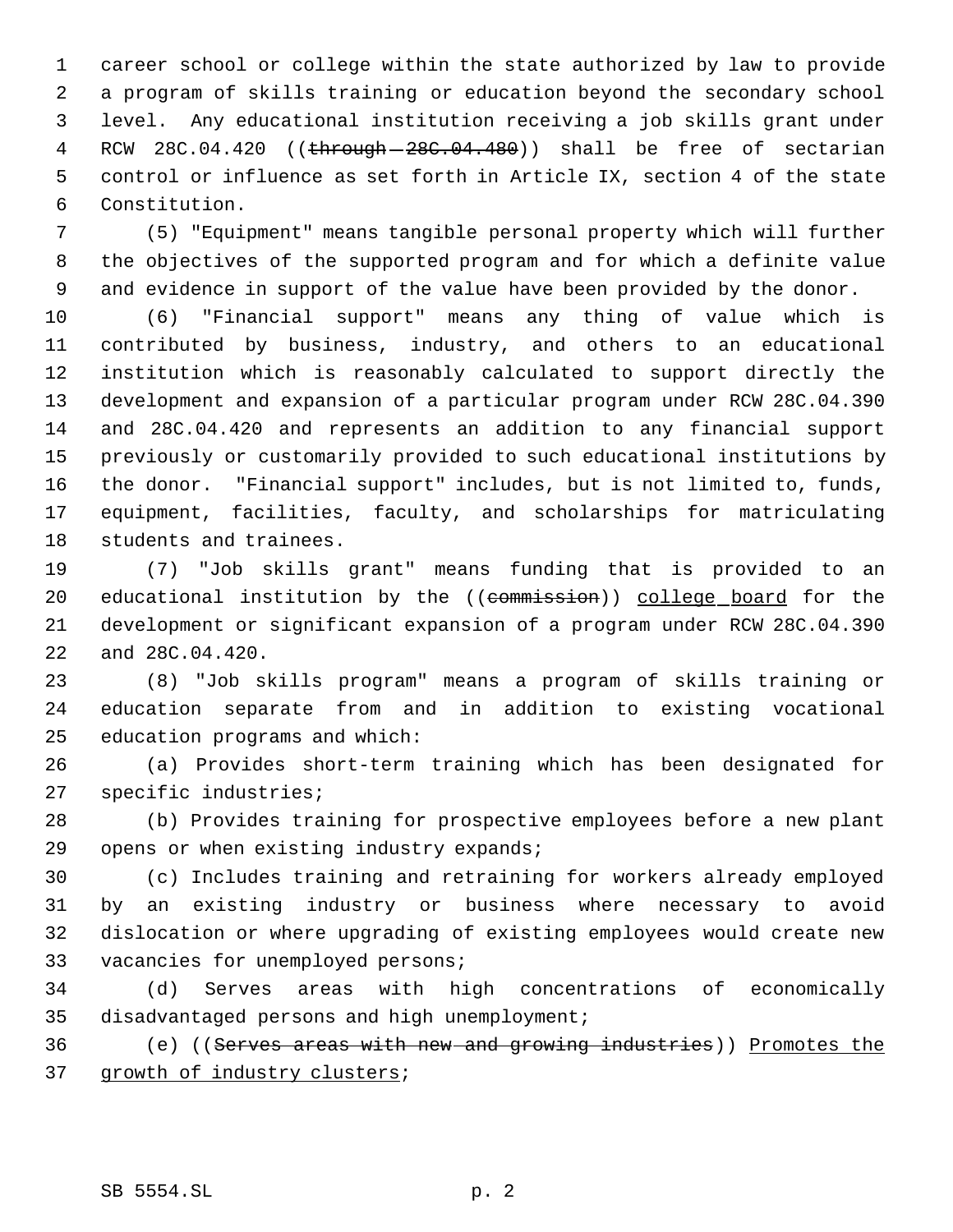career school or college within the state authorized by law to provide a program of skills training or education beyond the secondary school level. Any educational institution receiving a job skills grant under RCW 28C.04.420 ((~~through 28C.04.480~~)) shall be free of sectarian control or influence as set forth in Article IX, section 4 of the state Constitution.

(5) "Equipment" means tangible personal property which will further the objectives of the supported program and for which a definite value and evidence in support of the value have been provided by the donor.

(6) "Financial support" means any thing of value which is contributed by business, industry, and others to an educational institution which is reasonably calculated to support directly the development and expansion of a particular program under RCW 28C.04.390 and 28C.04.420 and represents an addition to any financial support previously or customarily provided to such educational institutions by the donor. "Financial support" includes, but is not limited to, funds, equipment, facilities, faculty, and scholarships for matriculating students and trainees.

(7) "Job skills grant" means funding that is provided to an educational institution by the ((~~commission~~)) <u>college board</u> for the development or significant expansion of a program under RCW 28C.04.390 and 28C.04.420.

(8) "Job skills program" means a program of skills training or education separate from and in addition to existing vocational education programs and which:

(a) Provides short-term training which has been designated for specific industries;

(b) Provides training for prospective employees before a new plant opens or when existing industry expands;

(c) Includes training and retraining for workers already employed by an existing industry or business where necessary to avoid dislocation or where upgrading of existing employees would create new vacancies for unemployed persons;

(d) Serves areas with high concentrations of economically disadvantaged persons and high unemployment;

(e) ((~~Serves areas with new and growing industries~~)) <u>Promotes the growth of industry clusters</u>;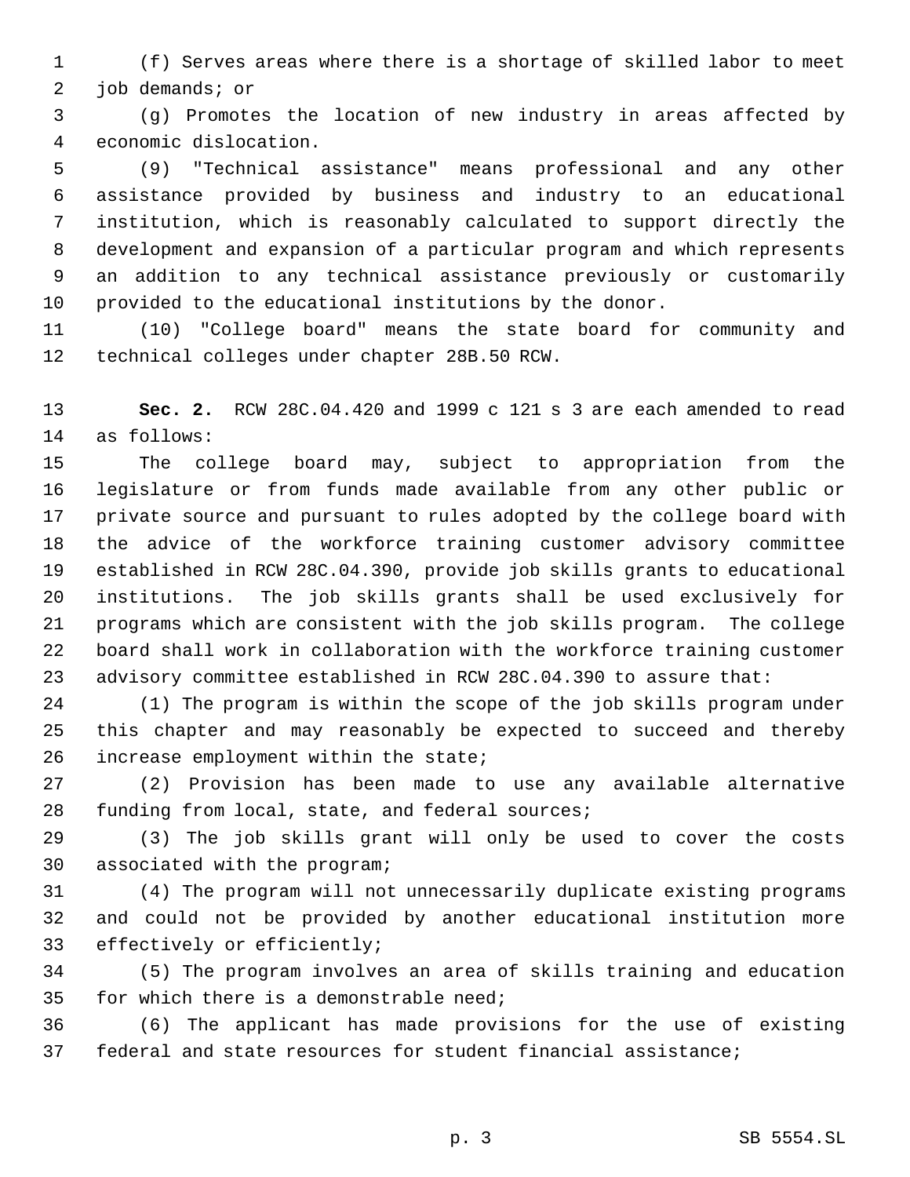(f) Serves areas where there is a shortage of skilled labor to meet job demands; or

(g) Promotes the location of new industry in areas affected by economic dislocation.

(9) "Technical assistance" means professional and any other assistance provided by business and industry to an educational institution, which is reasonably calculated to support directly the development and expansion of a particular program and which represents an addition to any technical assistance previously or customarily provided to the educational institutions by the donor.

(10) "College board" means the state board for community and technical colleges under chapter 28B.50 RCW.

**Sec. 2.** RCW 28C.04.420 and 1999 c 121 s 3 are each amended to read as follows:

The college board may, subject to appropriation from the legislature or from funds made available from any other public or private source and pursuant to rules adopted by the college board with the advice of the workforce training customer advisory committee established in RCW 28C.04.390, provide job skills grants to educational institutions. The job skills grants shall be used exclusively for programs which are consistent with the job skills program. The college board shall work in collaboration with the workforce training customer advisory committee established in RCW 28C.04.390 to assure that:

(1) The program is within the scope of the job skills program under this chapter and may reasonably be expected to succeed and thereby increase employment within the state;

(2) Provision has been made to use any available alternative funding from local, state, and federal sources;

(3) The job skills grant will only be used to cover the costs associated with the program;

(4) The program will not unnecessarily duplicate existing programs and could not be provided by another educational institution more effectively or efficiently;

(5) The program involves an area of skills training and education for which there is a demonstrable need;

(6) The applicant has made provisions for the use of existing federal and state resources for student financial assistance;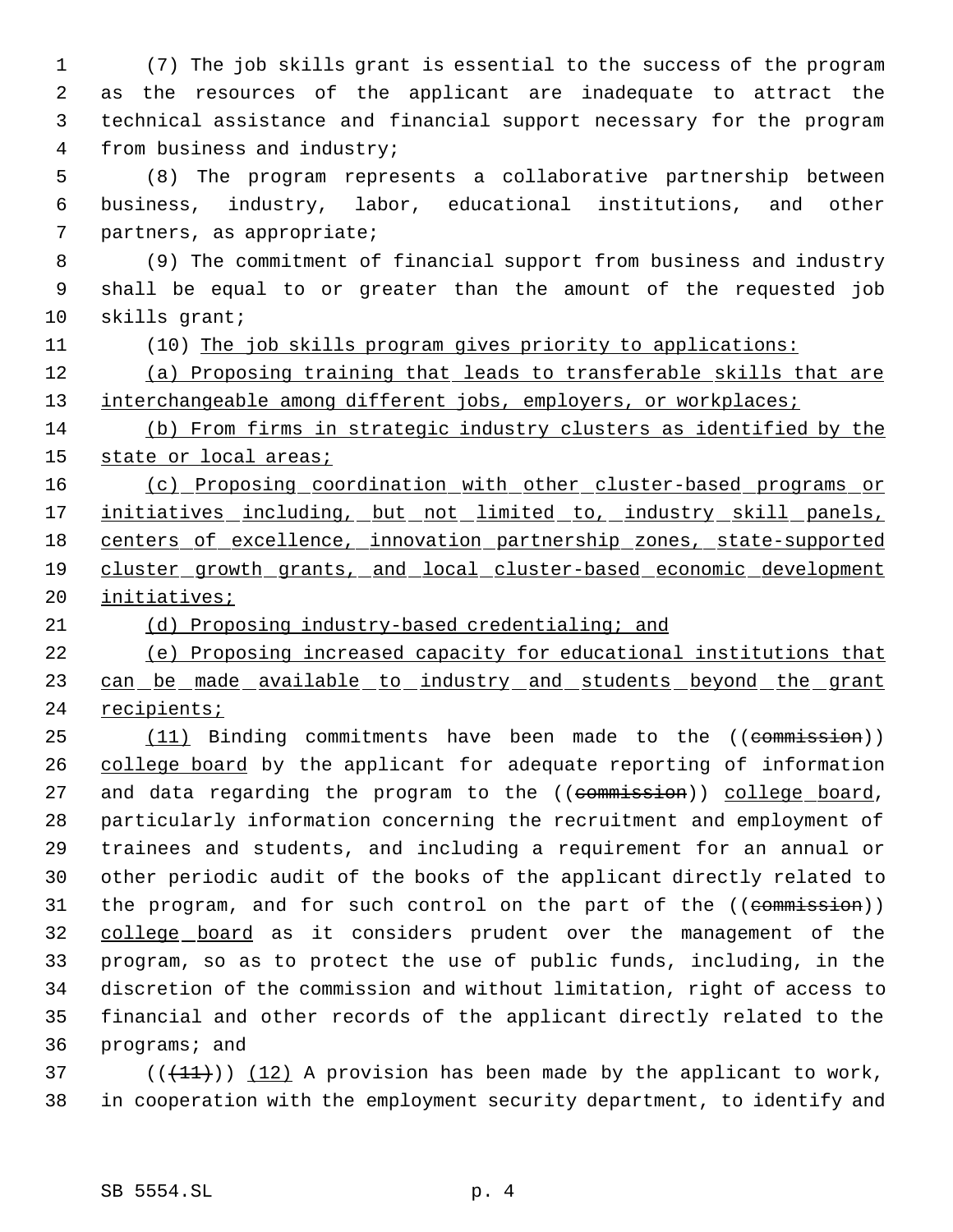(7) The job skills grant is essential to the success of the program as the resources of the applicant are inadequate to attract the technical assistance and financial support necessary for the program from business and industry;

(8) The program represents a collaborative partnership between business, industry, labor, educational institutions, and other partners, as appropriate;

(9) The commitment of financial support from business and industry shall be equal to or greater than the amount of the requested job skills grant;

(10) The job skills program gives priority to applications:

(a) Proposing training that leads to transferable skills that are interchangeable among different jobs, employers, or workplaces;

(b) From firms in strategic industry clusters as identified by the state or local areas;

(c) Proposing coordination with other cluster-based programs or initiatives including, but not limited to, industry skill panels, centers of excellence, innovation partnership zones, state-supported cluster growth grants, and local cluster-based economic development initiatives;

(d) Proposing industry-based credentialing; and

(e) Proposing increased capacity for educational institutions that can be made available to industry and students beyond the grant recipients;

(11) Binding commitments have been made to the ((commission)) college board by the applicant for adequate reporting of information and data regarding the program to the ((commission)) college board, particularly information concerning the recruitment and employment of trainees and students, and including a requirement for an annual or other periodic audit of the books of the applicant directly related to the program, and for such control on the part of the ((commission)) college board as it considers prudent over the management of the program, so as to protect the use of public funds, including, in the discretion of the commission and without limitation, right of access to financial and other records of the applicant directly related to the programs; and

(((11))) (12) A provision has been made by the applicant to work, in cooperation with the employment security department, to identify and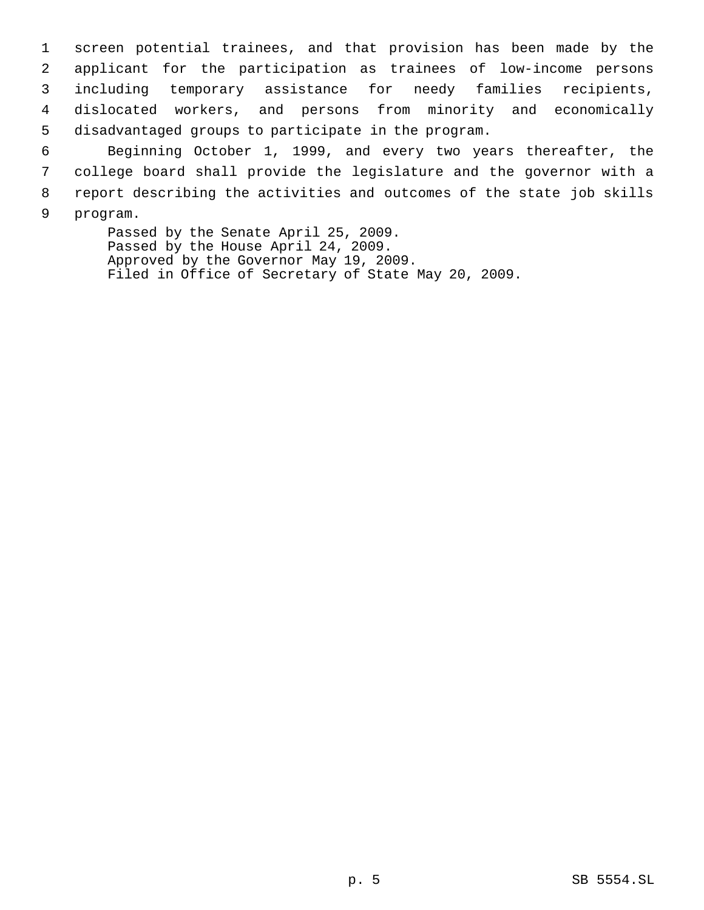screen potential trainees, and that provision has been made by the applicant for the participation as trainees of low-income persons including temporary assistance for needy families recipients, dislocated workers, and persons from minority and economically disadvantaged groups to participate in the program.

Beginning October 1, 1999, and every two years thereafter, the college board shall provide the legislature and the governor with a report describing the activities and outcomes of the state job skills program.

Passed by the Senate April 25, 2009.
Passed by the House April 24, 2009.
Approved by the Governor May 19, 2009.
Filed in Office of Secretary of State May 20, 2009.